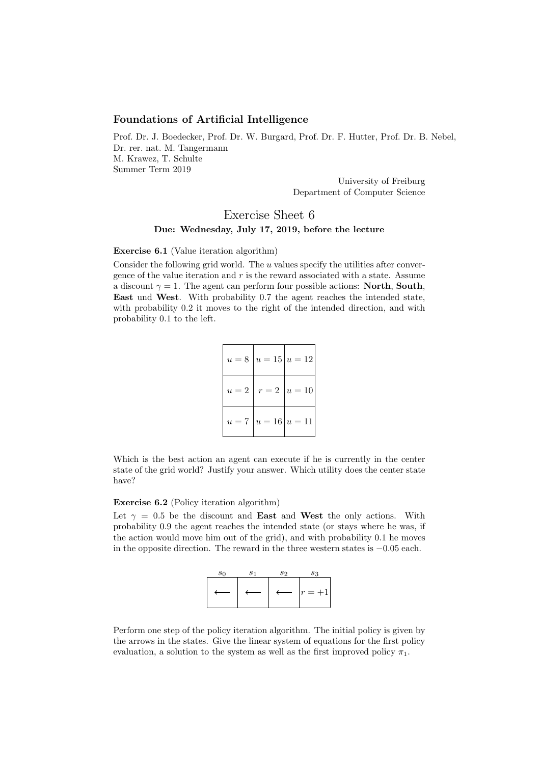**Foundations of Artificial Intelligence**

Prof. Dr. J. Boedecker, Prof. Dr. W. Burgard, Prof. Dr. F. Hutter, Prof. Dr. B. Nebel,
Dr. rer. nat. M. Tangermann
M. Krawez, T. Schulte
Summer Term 2019

University of Freiburg
Department of Computer Science

# Exercise Sheet 6

**Due: Wednesday, July 17, 2019, before the lecture**

**Exercise 6.1** (Value iteration algorithm)

Consider the following grid world. The $u$ values specify the utilities after convergence of the value iteration and $r$ is the reward associated with a state. Assume a discount $\gamma = 1$. The agent can perform four possible actions: **North**, **South**, **East** und **West**. With probability 0.7 the agent reaches the intended state, with probability 0.2 it moves to the right of the intended direction, and with probability 0.1 to the left.

| | | |
|---|---|---|
| $u = 8$ | $u = 15$ | $u = 12$ |
| $u = 2$ | $r = 2$ | $u = 10$ |
| $u = 7$ | $u = 16$ | $u = 11$ |

Which is the best action an agent can execute if he is currently in the center state of the grid world? Justify your answer. Which utility does the center state have?

**Exercise 6.2** (Policy iteration algorithm)

Let $\gamma = 0.5$ be the discount and **East** and **West** the only actions. With probability 0.9 the agent reaches the intended state (or stays where he was, if the action would move him out of the grid), and with probability 0.1 he moves in the opposite direction. The reward in the three western states is $-0.05$ each.

| $s_0$ | $s_1$ | $s_2$ | $s_3$ |
|---|---|---|---|
| $\longleftarrow$ | $\longleftarrow$ | $\longleftarrow$ | $r = +1$ |

Perform one step of the policy iteration algorithm. The initial policy is given by the arrows in the states. Give the linear system of equations for the first policy evaluation, a solution to the system as well as the first improved policy $\pi_1$.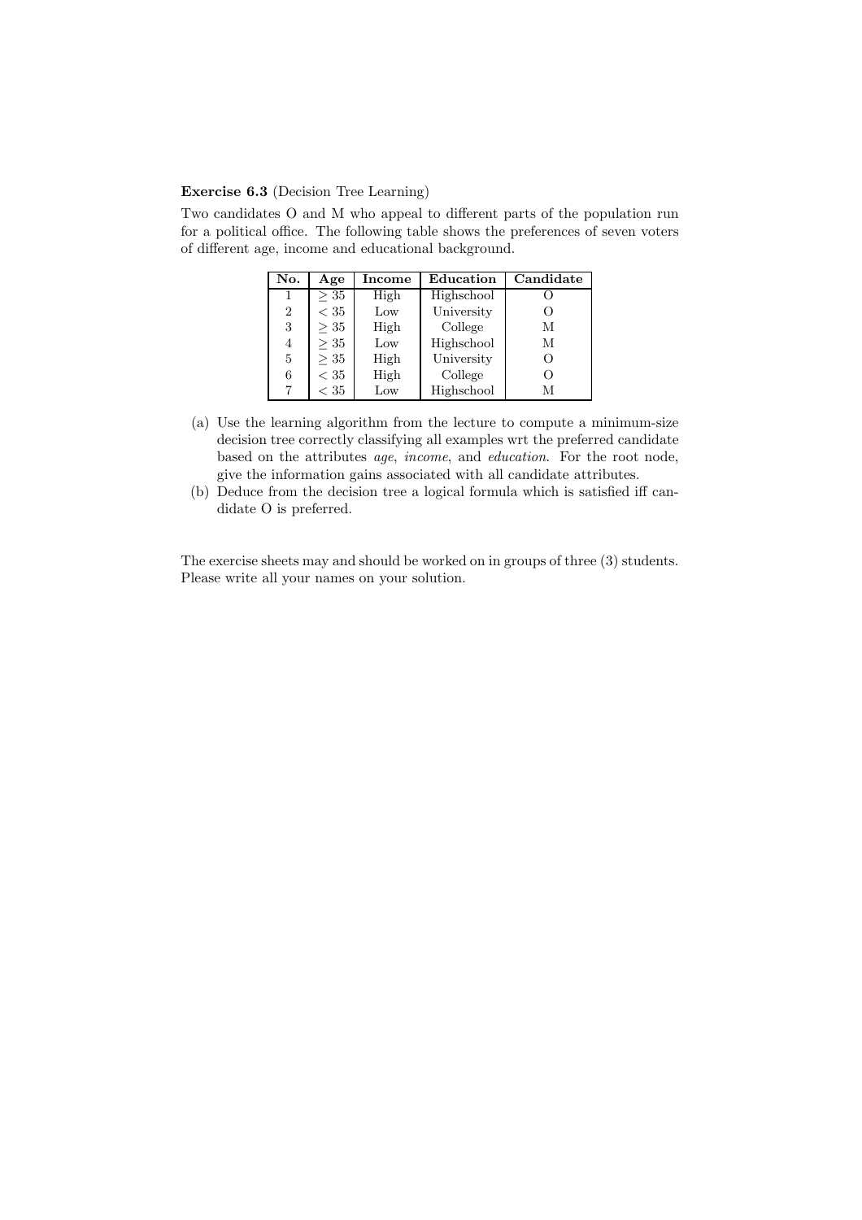**Exercise 6.3** (Decision Tree Learning)

Two candidates O and M who appeal to different parts of the population run for a political office. The following table shows the preferences of seven voters of different age, income and educational background.

| No. | Age | Income | Education | Candidate |
|---|---|---|---|---|
| 1 | $\geq 35$ | High | Highschool | O |
| 2 | $< 35$ | Low | University | O |
| 3 | $\geq 35$ | High | College | M |
| 4 | $\geq 35$ | Low | Highschool | M |
| 5 | $\geq 35$ | High | University | O |
| 6 | $< 35$ | High | College | O |
| 7 | $< 35$ | Low | Highschool | M |

(a) Use the learning algorithm from the lecture to compute a minimum-size decision tree correctly classifying all examples wrt the preferred candidate based on the attributes *age*, *income*, and *education*. For the root node, give the information gains associated with all candidate attributes.

(b) Deduce from the decision tree a logical formula which is satisfied iff candidate O is preferred.

The exercise sheets may and should be worked on in groups of three (3) students. Please write all your names on your solution.